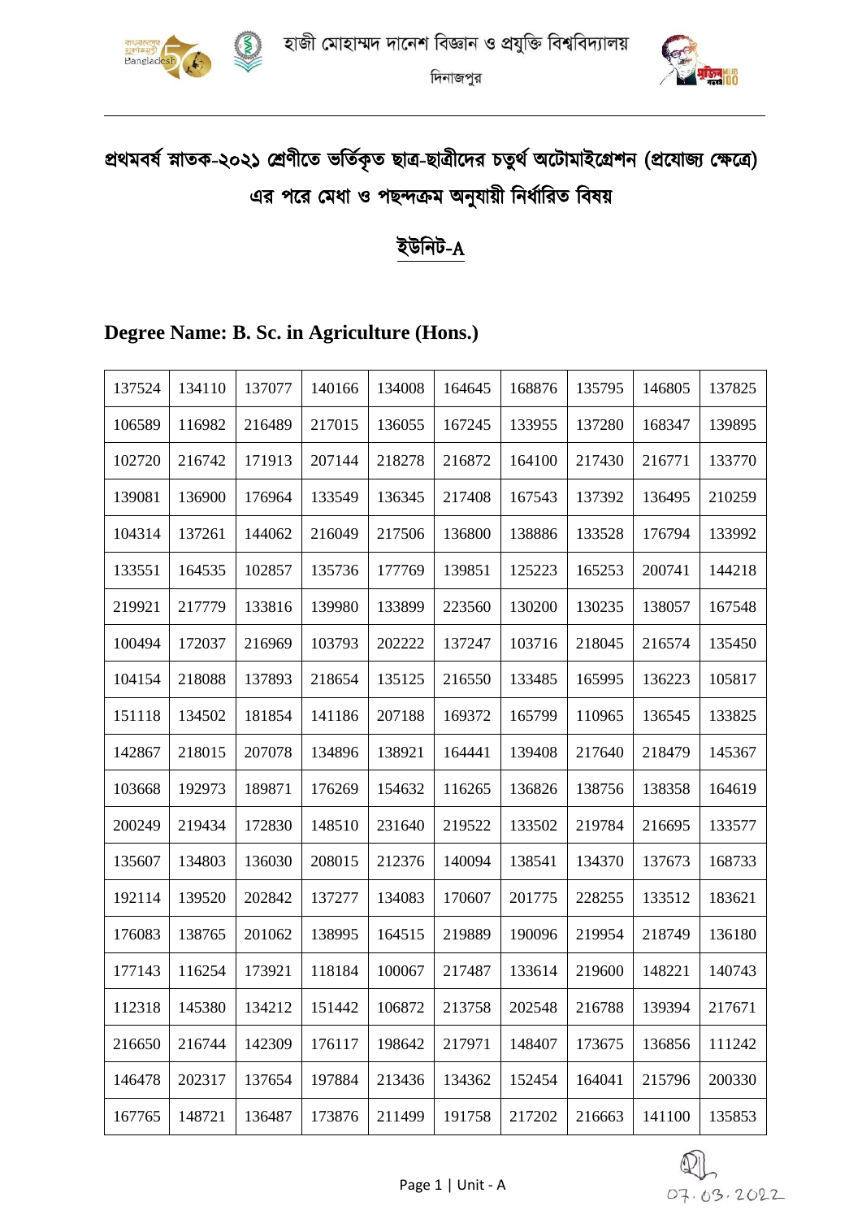# হাজী মোহাম্মদ দানেশ বিজ্ঞান ও প্রযুক্তি বিশ্ববিদ্যালয়

দিনাজপুর

## প্রথমবর্ষ স্নাতক-২০২১ শ্রেণীতে ভর্তিকৃত ছাত্র-ছাত্রীদের চতুর্থ অটোমাইগ্রেশন (প্রযোজ্য ক্ষেত্রে) এর পরে মেধা ও পছন্দক্রম অনুযায়ী নির্ধারিত বিষয়

## ইউনিট-A

### Degree Name: B. Sc. in Agriculture (Hons.)

| | | | | | | | | | |
|---|---|---|---|---|---|---|---|---|---|
| 137524 | 134110 | 137077 | 140166 | 134008 | 164645 | 168876 | 135795 | 146805 | 137825 |
| 106589 | 116982 | 216489 | 217015 | 136055 | 167245 | 133955 | 137280 | 168347 | 139895 |
| 102720 | 216742 | 171913 | 207144 | 218278 | 216872 | 164100 | 217430 | 216771 | 133770 |
| 139081 | 136900 | 176964 | 133549 | 136345 | 217408 | 167543 | 137392 | 136495 | 210259 |
| 104314 | 137261 | 144062 | 216049 | 217506 | 136800 | 138886 | 133528 | 176794 | 133992 |
| 133551 | 164535 | 102857 | 135736 | 177769 | 139851 | 125223 | 165253 | 200741 | 144218 |
| 219921 | 217779 | 133816 | 139980 | 133899 | 223560 | 130200 | 130235 | 138057 | 167548 |
| 100494 | 172037 | 216969 | 103793 | 202222 | 137247 | 103716 | 218045 | 216574 | 135450 |
| 104154 | 218088 | 137893 | 218654 | 135125 | 216550 | 133485 | 165995 | 136223 | 105817 |
| 151118 | 134502 | 181854 | 141186 | 207188 | 169372 | 165799 | 110965 | 136545 | 133825 |
| 142867 | 218015 | 207078 | 134896 | 138921 | 164441 | 139408 | 217640 | 218479 | 145367 |
| 103668 | 192973 | 189871 | 176269 | 154632 | 116265 | 136826 | 138756 | 138358 | 164619 |
| 200249 | 219434 | 172830 | 148510 | 231640 | 219522 | 133502 | 219784 | 216695 | 133577 |
| 135607 | 134803 | 136030 | 208015 | 212376 | 140094 | 138541 | 134370 | 137673 | 168733 |
| 192114 | 139520 | 202842 | 137277 | 134083 | 170607 | 201775 | 228255 | 133512 | 183621 |
| 176083 | 138765 | 201062 | 138995 | 164515 | 219889 | 190096 | 219954 | 218749 | 136180 |
| 177143 | 116254 | 173921 | 118184 | 100067 | 217487 | 133614 | 219600 | 148221 | 140743 |
| 112318 | 145380 | 134212 | 151442 | 106872 | 213758 | 202548 | 216788 | 139394 | 217671 |
| 216650 | 216744 | 142309 | 176117 | 198642 | 217971 | 148407 | 173675 | 136856 | 111242 |
| 146478 | 202317 | 137654 | 197884 | 213436 | 134362 | 152454 | 164041 | 215796 | 200330 |
| 167765 | 148721 | 136487 | 173876 | 211499 | 191758 | 217202 | 216663 | 141100 | 135853 |

07.03.2022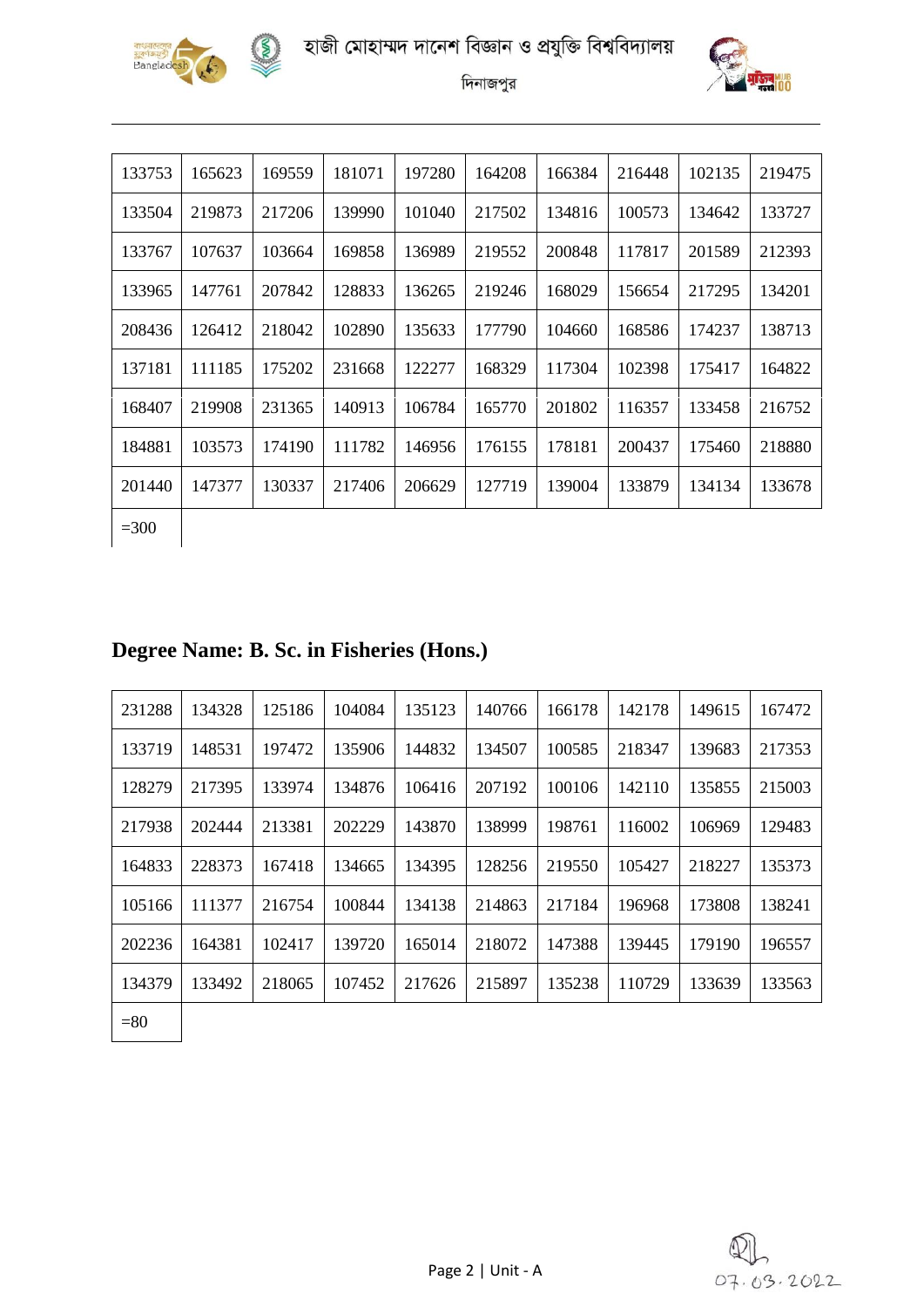| 133753 | 165623 | 169559 | 181071 | 197280 | 164208 | 166384 | 216448 | 102135 | 219475 |
|---|---|---|---|---|---|---|---|---|---|
| 133504 | 219873 | 217206 | 139990 | 101040 | 217502 | 134816 | 100573 | 134642 | 133727 |
| 133767 | 107637 | 103664 | 169858 | 136989 | 219552 | 200848 | 117817 | 201589 | 212393 |
| 133965 | 147761 | 207842 | 128833 | 136265 | 219246 | 168029 | 156654 | 217295 | 134201 |
| 208436 | 126412 | 218042 | 102890 | 135633 | 177790 | 104660 | 168586 | 174237 | 138713 |
| 137181 | 111185 | 175202 | 231668 | 122277 | 168329 | 117304 | 102398 | 175417 | 164822 |
| 168407 | 219908 | 231365 | 140913 | 106784 | 165770 | 201802 | 116357 | 133458 | 216752 |
| 184881 | 103573 | 174190 | 111782 | 146956 | 176155 | 178181 | 200437 | 175460 | 218880 |
| 201440 | 147377 | 130337 | 217406 | 206629 | 127719 | 139004 | 133879 | 134134 | 133678 |
| =300 | | | | | | | | | |

## Degree Name: B. Sc. in Fisheries (Hons.)

| 231288 | 134328 | 125186 | 104084 | 135123 | 140766 | 166178 | 142178 | 149615 | 167472 |
|---|---|---|---|---|---|---|---|---|---|
| 133719 | 148531 | 197472 | 135906 | 144832 | 134507 | 100585 | 218347 | 139683 | 217353 |
| 128279 | 217395 | 133974 | 134876 | 106416 | 207192 | 100106 | 142110 | 135855 | 215003 |
| 217938 | 202444 | 213381 | 202229 | 143870 | 138999 | 198761 | 116002 | 106969 | 129483 |
| 164833 | 228373 | 167418 | 134665 | 134395 | 128256 | 219550 | 105427 | 218227 | 135373 |
| 105166 | 111377 | 216754 | 100844 | 134138 | 214863 | 217184 | 196968 | 173808 | 138241 |
| 202236 | 164381 | 102417 | 139720 | 165014 | 218072 | 147388 | 139445 | 179190 | 196557 |
| 134379 | 133492 | 218065 | 107452 | 217626 | 215897 | 135238 | 110729 | 133639 | 133563 |
| =80 | | | | | | | | | |

07.03.2022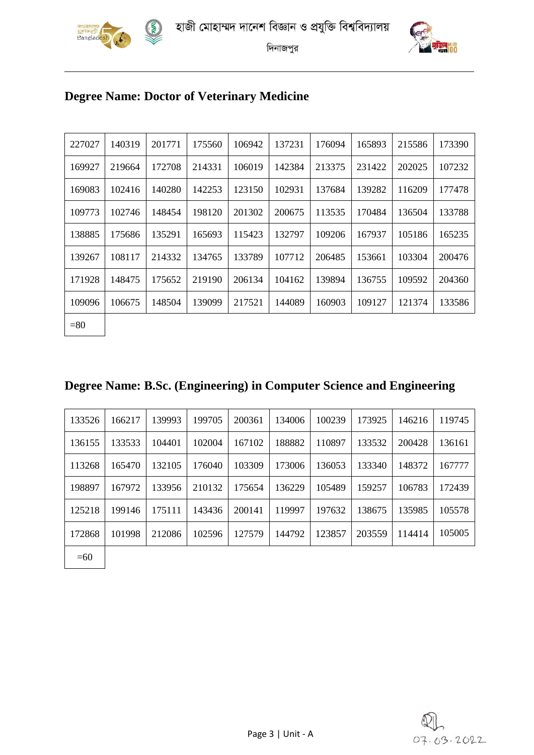হাজী মোহাম্মদ দানেশ বিজ্ঞান ও প্রযুক্তি বিশ্ববিদ্যালয়

দিনাজপুর

## Degree Name: Doctor of Veterinary Medicine

| | | | | | | | | | |
|---|---|---|---|---|---|---|---|---|---|
| 227027 | 140319 | 201771 | 175560 | 106942 | 137231 | 176094 | 165893 | 215586 | 173390 |
| 169927 | 219664 | 172708 | 214331 | 106019 | 142384 | 213375 | 231422 | 202025 | 107232 |
| 169083 | 102416 | 140280 | 142253 | 123150 | 102931 | 137684 | 139282 | 116209 | 177478 |
| 109773 | 102746 | 148454 | 198120 | 201302 | 200675 | 113535 | 170484 | 136504 | 133788 |
| 138885 | 175686 | 135291 | 165693 | 115423 | 132797 | 109206 | 167937 | 105186 | 165235 |
| 139267 | 108117 | 214332 | 134765 | 133789 | 107712 | 206485 | 153661 | 103304 | 200476 |
| 171928 | 148475 | 175652 | 219190 | 206134 | 104162 | 139894 | 136755 | 109592 | 204360 |
| 109096 | 106675 | 148504 | 139099 | 217521 | 144089 | 160903 | 109127 | 121374 | 133586 |
| =80 | | | | | | | | | |

## Degree Name: B.Sc. (Engineering) in Computer Science and Engineering

| | | | | | | | | | |
|---|---|---|---|---|---|---|---|---|---|
| 133526 | 166217 | 139993 | 199705 | 200361 | 134006 | 100239 | 173925 | 146216 | 119745 |
| 136155 | 133533 | 104401 | 102004 | 167102 | 188882 | 110897 | 133532 | 200428 | 136161 |
| 113268 | 165470 | 132105 | 176040 | 103309 | 173006 | 136053 | 133340 | 148372 | 167777 |
| 198897 | 167972 | 133956 | 210132 | 175654 | 136229 | 105489 | 159257 | 106783 | 172439 |
| 125218 | 199146 | 175111 | 143436 | 200141 | 119997 | 197632 | 138675 | 135985 | 105578 |
| 172868 | 101998 | 212086 | 102596 | 127579 | 144792 | 123857 | 203559 | 114414 | 105005 |
| =60 | | | | | | | | | |

07.03.2022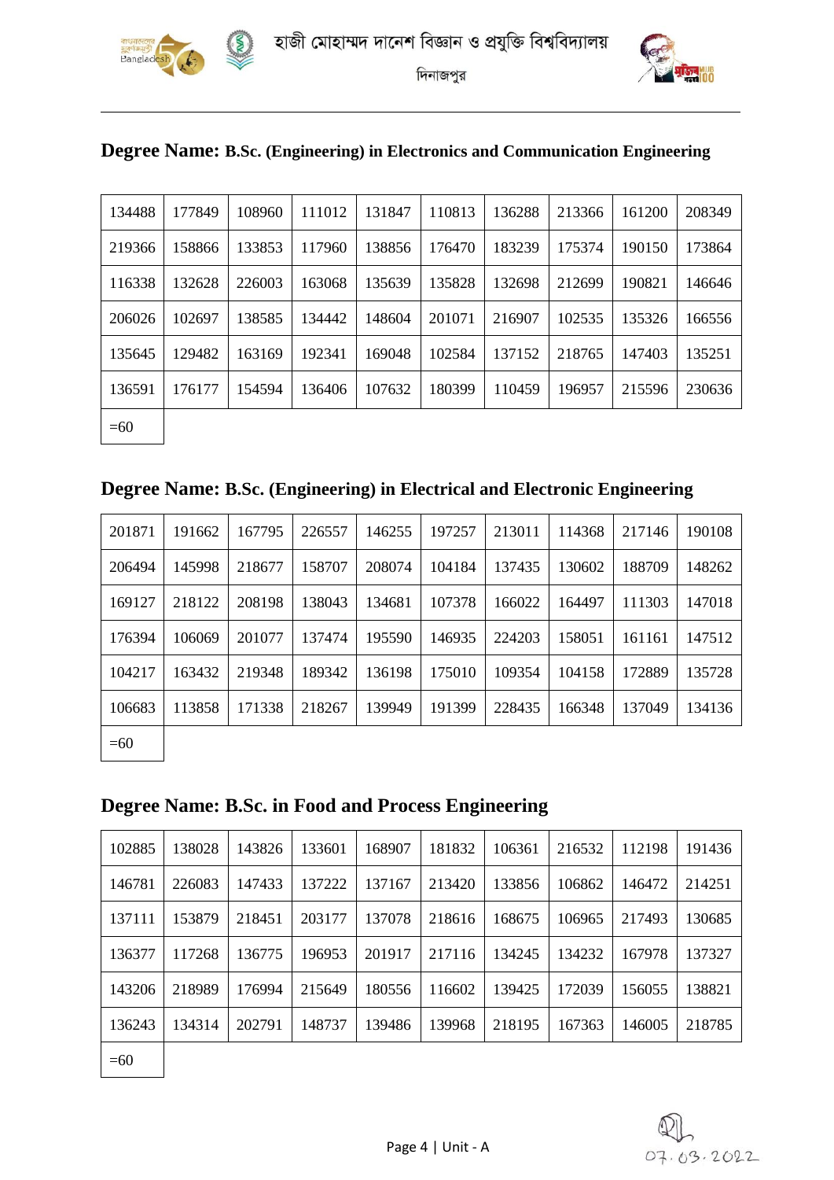হাজী মোহাম্মদ দানেশ বিজ্ঞান ও প্রযুক্তি বিশ্ববিদ্যালয়

দিনাজপুর

## Degree Name: B.Sc. (Engineering) in Electronics and Communication Engineering

| | | | | | | | | | |
|---|---|---|---|---|---|---|---|---|---|
| 134488 | 177849 | 108960 | 111012 | 131847 | 110813 | 136288 | 213366 | 161200 | 208349 |
| 219366 | 158866 | 133853 | 117960 | 138856 | 176470 | 183239 | 175374 | 190150 | 173864 |
| 116338 | 132628 | 226003 | 163068 | 135639 | 135828 | 132698 | 212699 | 190821 | 146646 |
| 206026 | 102697 | 138585 | 134442 | 148604 | 201071 | 216907 | 102535 | 135326 | 166556 |
| 135645 | 129482 | 163169 | 192341 | 169048 | 102584 | 137152 | 218765 | 147403 | 135251 |
| 136591 | 176177 | 154594 | 136406 | 107632 | 180399 | 110459 | 196957 | 215596 | 230636 |
| =60 | | | | | | | | | |

## Degree Name: B.Sc. (Engineering) in Electrical and Electronic Engineering

| | | | | | | | | | |
|---|---|---|---|---|---|---|---|---|---|
| 201871 | 191662 | 167795 | 226557 | 146255 | 197257 | 213011 | 114368 | 217146 | 190108 |
| 206494 | 145998 | 218677 | 158707 | 208074 | 104184 | 137435 | 130602 | 188709 | 148262 |
| 169127 | 218122 | 208198 | 138043 | 134681 | 107378 | 166022 | 164497 | 111303 | 147018 |
| 176394 | 106069 | 201077 | 137474 | 195590 | 146935 | 224203 | 158051 | 161161 | 147512 |
| 104217 | 163432 | 219348 | 189342 | 136198 | 175010 | 109354 | 104158 | 172889 | 135728 |
| 106683 | 113858 | 171338 | 218267 | 139949 | 191399 | 228435 | 166348 | 137049 | 134136 |
| =60 | | | | | | | | | |

## Degree Name: B.Sc. in Food and Process Engineering

| | | | | | | | | | |
|---|---|---|---|---|---|---|---|---|---|
| 102885 | 138028 | 143826 | 133601 | 168907 | 181832 | 106361 | 216532 | 112198 | 191436 |
| 146781 | 226083 | 147433 | 137222 | 137167 | 213420 | 133856 | 106862 | 146472 | 214251 |
| 137111 | 153879 | 218451 | 203177 | 137078 | 218616 | 168675 | 106965 | 217493 | 130685 |
| 136377 | 117268 | 136775 | 196953 | 201917 | 217116 | 134245 | 134232 | 167978 | 137327 |
| 143206 | 218989 | 176994 | 215649 | 180556 | 116602 | 139425 | 172039 | 156055 | 138821 |
| 136243 | 134314 | 202791 | 148737 | 139486 | 139968 | 218195 | 167363 | 146005 | 218785 |
| =60 | | | | | | | | | |

Page 4 | Unit - A

07.03.2022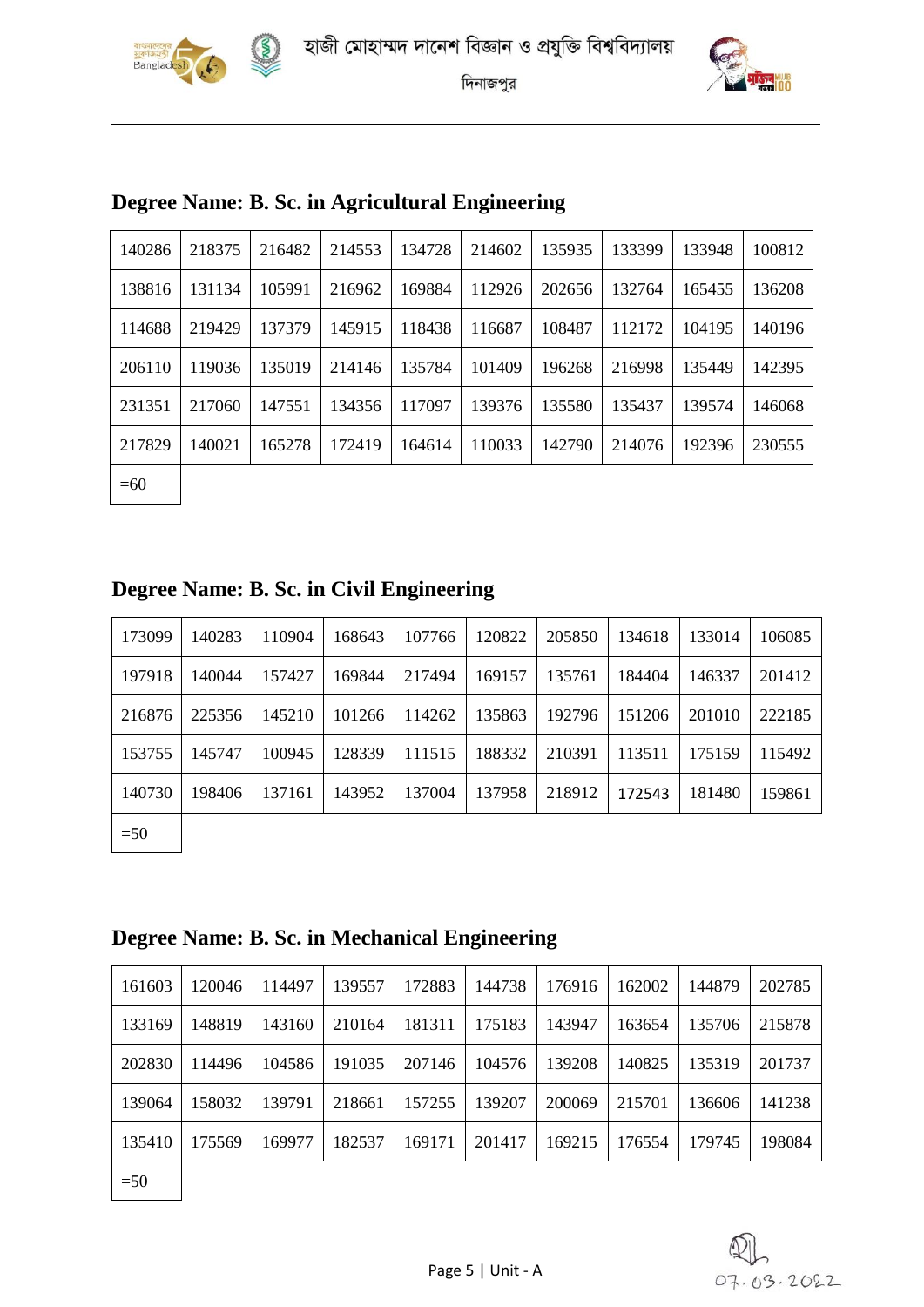## Degree Name: B. Sc. in Agricultural Engineering

| | | | | | | | | | |
|---|---|---|---|---|---|---|---|---|---|
| 140286 | 218375 | 216482 | 214553 | 134728 | 214602 | 135935 | 133399 | 133948 | 100812 |
| 138816 | 131134 | 105991 | 216962 | 169884 | 112926 | 202656 | 132764 | 165455 | 136208 |
| 114688 | 219429 | 137379 | 145915 | 118438 | 116687 | 108487 | 112172 | 104195 | 140196 |
| 206110 | 119036 | 135019 | 214146 | 135784 | 101409 | 196268 | 216998 | 135449 | 142395 |
| 231351 | 217060 | 147551 | 134356 | 117097 | 139376 | 135580 | 135437 | 139574 | 146068 |
| 217829 | 140021 | 165278 | 172419 | 164614 | 110033 | 142790 | 214076 | 192396 | 230555 |
| =60 | | | | | | | | | |

## Degree Name: B. Sc. in Civil Engineering

| | | | | | | | | | |
|---|---|---|---|---|---|---|---|---|---|
| 173099 | 140283 | 110904 | 168643 | 107766 | 120822 | 205850 | 134618 | 133014 | 106085 |
| 197918 | 140044 | 157427 | 169844 | 217494 | 169157 | 135761 | 184404 | 146337 | 201412 |
| 216876 | 225356 | 145210 | 101266 | 114262 | 135863 | 192796 | 151206 | 201010 | 222185 |
| 153755 | 145747 | 100945 | 128339 | 111515 | 188332 | 210391 | 113511 | 175159 | 115492 |
| 140730 | 198406 | 137161 | 143952 | 137004 | 137958 | 218912 | 172543 | 181480 | 159861 |
| =50 | | | | | | | | | |

## Degree Name: B. Sc. in Mechanical Engineering

| | | | | | | | | | |
|---|---|---|---|---|---|---|---|---|---|
| 161603 | 120046 | 114497 | 139557 | 172883 | 144738 | 176916 | 162002 | 144879 | 202785 |
| 133169 | 148819 | 143160 | 210164 | 181311 | 175183 | 143947 | 163654 | 135706 | 215878 |
| 202830 | 114496 | 104586 | 191035 | 207146 | 104576 | 139208 | 140825 | 135319 | 201737 |
| 139064 | 158032 | 139791 | 218661 | 157255 | 139207 | 200069 | 215701 | 136606 | 141238 |
| 135410 | 175569 | 169977 | 182537 | 169171 | 201417 | 169215 | 176554 | 179745 | 198084 |
| =50 | | | | | | | | | |

07.03.2022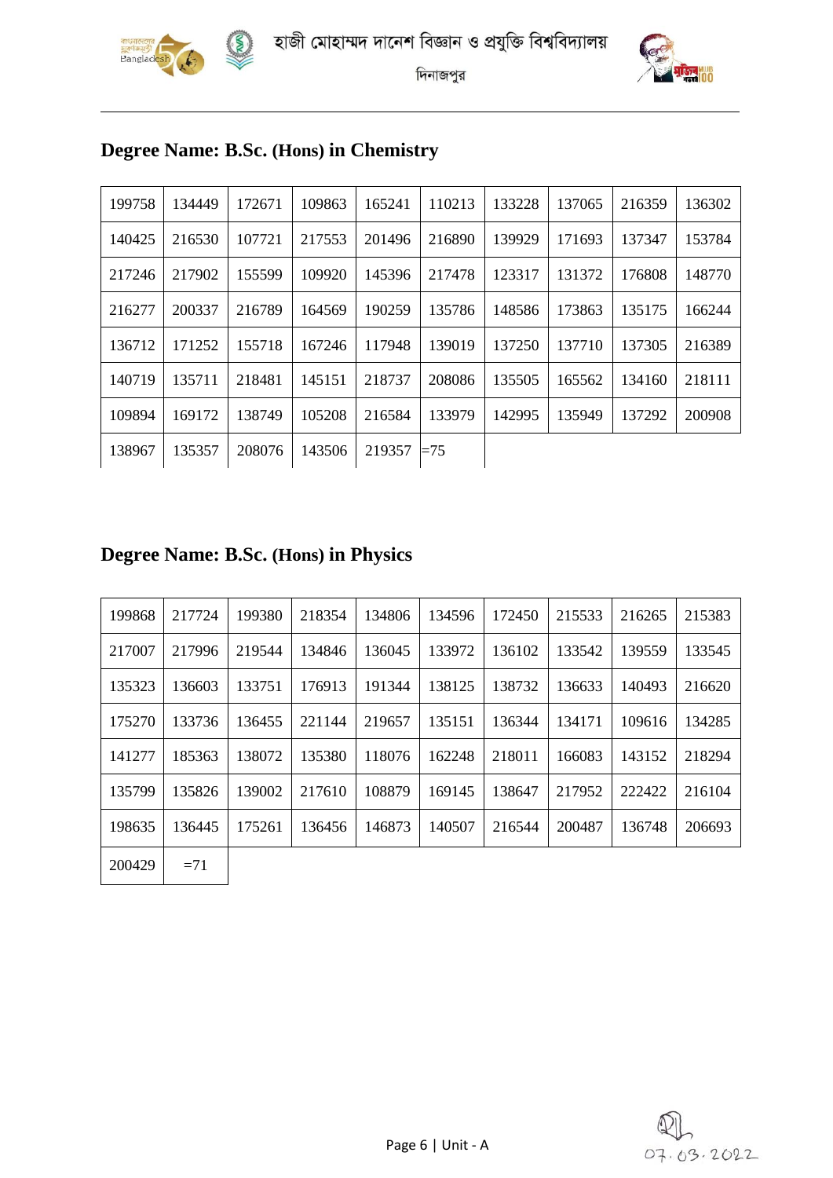হাজী মোহাম্মদ দানেশ বিজ্ঞান ও প্রযুক্তি বিশ্ববিদ্যালয়

দিনাজপুর

## Degree Name: B.Sc. (Hons) in Chemistry

| | | | | | | | | | |
|---|---|---|---|---|---|---|---|---|---|
| 199758 | 134449 | 172671 | 109863 | 165241 | 110213 | 133228 | 137065 | 216359 | 136302 |
| 140425 | 216530 | 107721 | 217553 | 201496 | 216890 | 139929 | 171693 | 137347 | 153784 |
| 217246 | 217902 | 155599 | 109920 | 145396 | 217478 | 123317 | 131372 | 176808 | 148770 |
| 216277 | 200337 | 216789 | 164569 | 190259 | 135786 | 148586 | 173863 | 135175 | 166244 |
| 136712 | 171252 | 155718 | 167246 | 117948 | 139019 | 137250 | 137710 | 137305 | 216389 |
| 140719 | 135711 | 218481 | 145151 | 218737 | 208086 | 135505 | 165562 | 134160 | 218111 |
| 109894 | 169172 | 138749 | 105208 | 216584 | 133979 | 142995 | 135949 | 137292 | 200908 |
| 138967 | 135357 | 208076 | 143506 | 219357 | =75 | | | | |

## Degree Name: B.Sc. (Hons) in Physics

| | | | | | | | | | |
|---|---|---|---|---|---|---|---|---|---|
| 199868 | 217724 | 199380 | 218354 | 134806 | 134596 | 172450 | 215533 | 216265 | 215383 |
| 217007 | 217996 | 219544 | 134846 | 136045 | 133972 | 136102 | 133542 | 139559 | 133545 |
| 135323 | 136603 | 133751 | 176913 | 191344 | 138125 | 138732 | 136633 | 140493 | 216620 |
| 175270 | 133736 | 136455 | 221144 | 219657 | 135151 | 136344 | 134171 | 109616 | 134285 |
| 141277 | 185363 | 138072 | 135380 | 118076 | 162248 | 218011 | 166083 | 143152 | 218294 |
| 135799 | 135826 | 139002 | 217610 | 108879 | 169145 | 138647 | 217952 | 222422 | 216104 |
| 198635 | 136445 | 175261 | 136456 | 146873 | 140507 | 216544 | 200487 | 136748 | 206693 |
| 200429 | =71 | | | | | | | | |

07.03.2022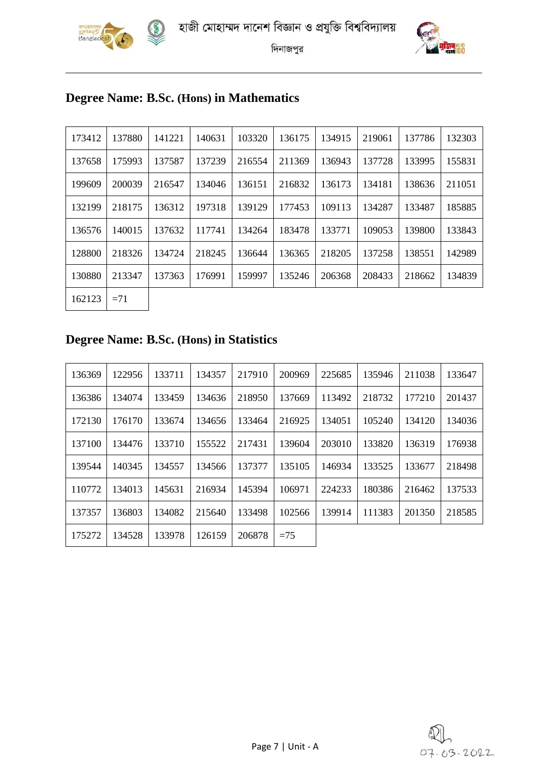হাজী মোহাম্মদ দানেশ বিজ্ঞান ও প্রযুক্তি বিশ্ববিদ্যালয়

দিনাজপুর

## Degree Name: B.Sc. (Hons) in Mathematics

| | | | | | | | | | |
|---|---|---|---|---|---|---|---|---|---|
| 173412 | 137880 | 141221 | 140631 | 103320 | 136175 | 134915 | 219061 | 137786 | 132303 |
| 137658 | 175993 | 137587 | 137239 | 216554 | 211369 | 136943 | 137728 | 133995 | 155831 |
| 199609 | 200039 | 216547 | 134046 | 136151 | 216832 | 136173 | 134181 | 138636 | 211051 |
| 132199 | 218175 | 136312 | 197318 | 139129 | 177453 | 109113 | 134287 | 133487 | 185885 |
| 136576 | 140015 | 137632 | 117741 | 134264 | 183478 | 133771 | 109053 | 139800 | 133843 |
| 128800 | 218326 | 134724 | 218245 | 136644 | 136365 | 218205 | 137258 | 138551 | 142989 |
| 130880 | 213347 | 137363 | 176991 | 159997 | 135246 | 206368 | 208433 | 218662 | 134839 |
| 162123 | =71 | | | | | | | | |

## Degree Name: B.Sc. (Hons) in Statistics

| | | | | | | | | | |
|---|---|---|---|---|---|---|---|---|---|
| 136369 | 122956 | 133711 | 134357 | 217910 | 200969 | 225685 | 135946 | 211038 | 133647 |
| 136386 | 134074 | 133459 | 134636 | 218950 | 137669 | 113492 | 218732 | 177210 | 201437 |
| 172130 | 176170 | 133674 | 134656 | 133464 | 216925 | 134051 | 105240 | 134120 | 134036 |
| 137100 | 134476 | 133710 | 155522 | 217431 | 139604 | 203010 | 133820 | 136319 | 176938 |
| 139544 | 140345 | 134557 | 134566 | 137377 | 135105 | 146934 | 133525 | 133677 | 218498 |
| 110772 | 134013 | 145631 | 216934 | 145394 | 106971 | 224233 | 180386 | 216462 | 137533 |
| 137357 | 136803 | 134082 | 215640 | 133498 | 102566 | 139914 | 111383 | 201350 | 218585 |
| 175272 | 134528 | 133978 | 126159 | 206878 | =75 | | | | |

Unit - A

07.03.2022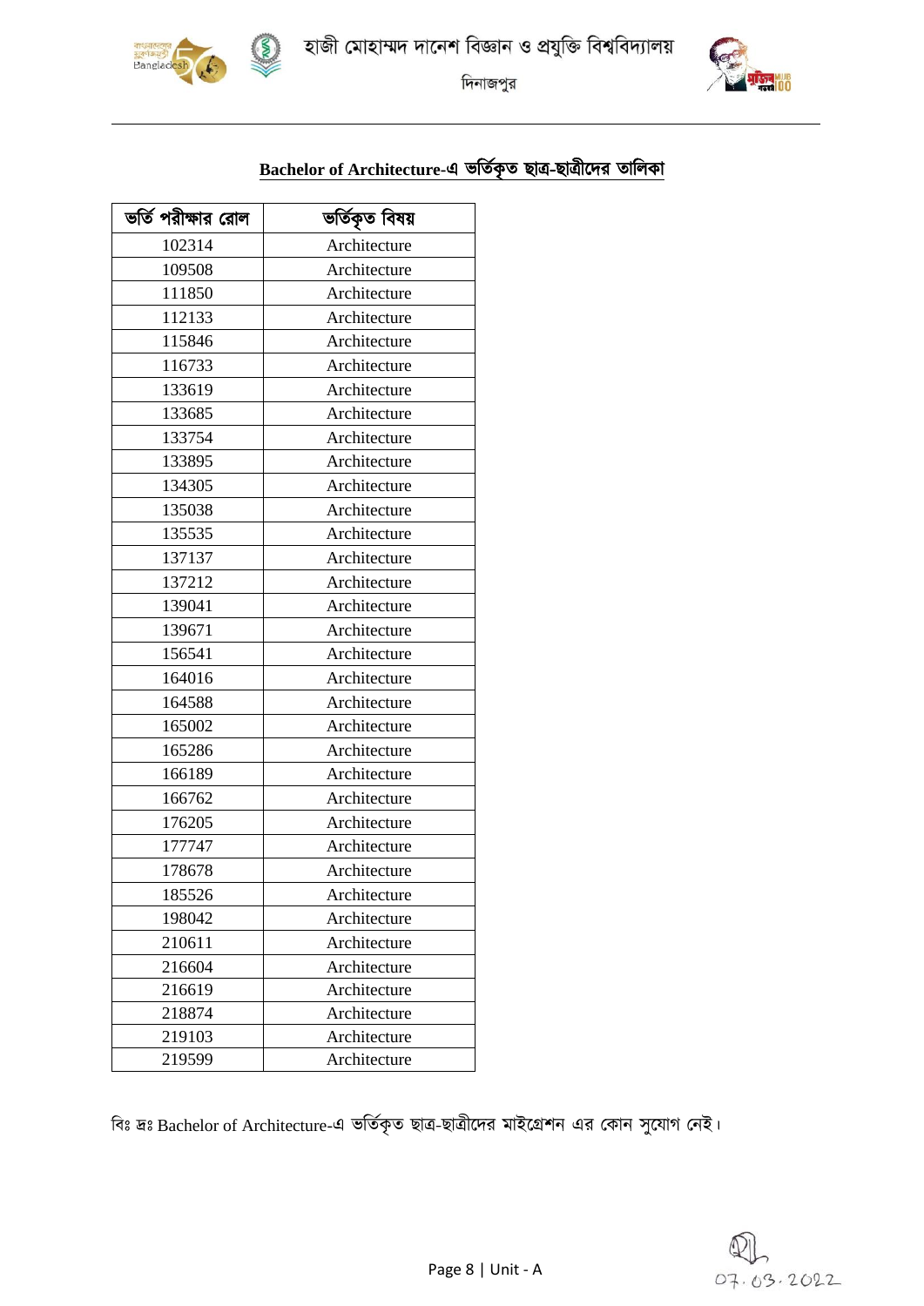হাজী মোহাম্মদ দানেশ বিজ্ঞান ও প্রযুক্তি বিশ্ববিদ্যালয়

দিনাজপুর

## Bachelor of Architecture-এ ভর্তিকৃত ছাত্র-ছাত্রীদের তালিকা

| ভর্তি পরীক্ষার রোল | ভর্তিকৃত বিষয় |
|---|---|
| 102314 | Architecture |
| 109508 | Architecture |
| 111850 | Architecture |
| 112133 | Architecture |
| 115846 | Architecture |
| 116733 | Architecture |
| 133619 | Architecture |
| 133685 | Architecture |
| 133754 | Architecture |
| 133895 | Architecture |
| 134305 | Architecture |
| 135038 | Architecture |
| 135535 | Architecture |
| 137137 | Architecture |
| 137212 | Architecture |
| 139041 | Architecture |
| 139671 | Architecture |
| 156541 | Architecture |
| 164016 | Architecture |
| 164588 | Architecture |
| 165002 | Architecture |
| 165286 | Architecture |
| 166189 | Architecture |
| 166762 | Architecture |
| 176205 | Architecture |
| 177747 | Architecture |
| 178678 | Architecture |
| 185526 | Architecture |
| 198042 | Architecture |
| 210611 | Architecture |
| 216604 | Architecture |
| 216619 | Architecture |
| 218874 | Architecture |
| 219103 | Architecture |
| 219599 | Architecture |

বিঃ দ্রঃ Bachelor of Architecture-এ ভর্তিকৃত ছাত্র-ছাত্রীদের মাইগ্রেশন এর কোন সুযোগ নেই।

07.03.2022